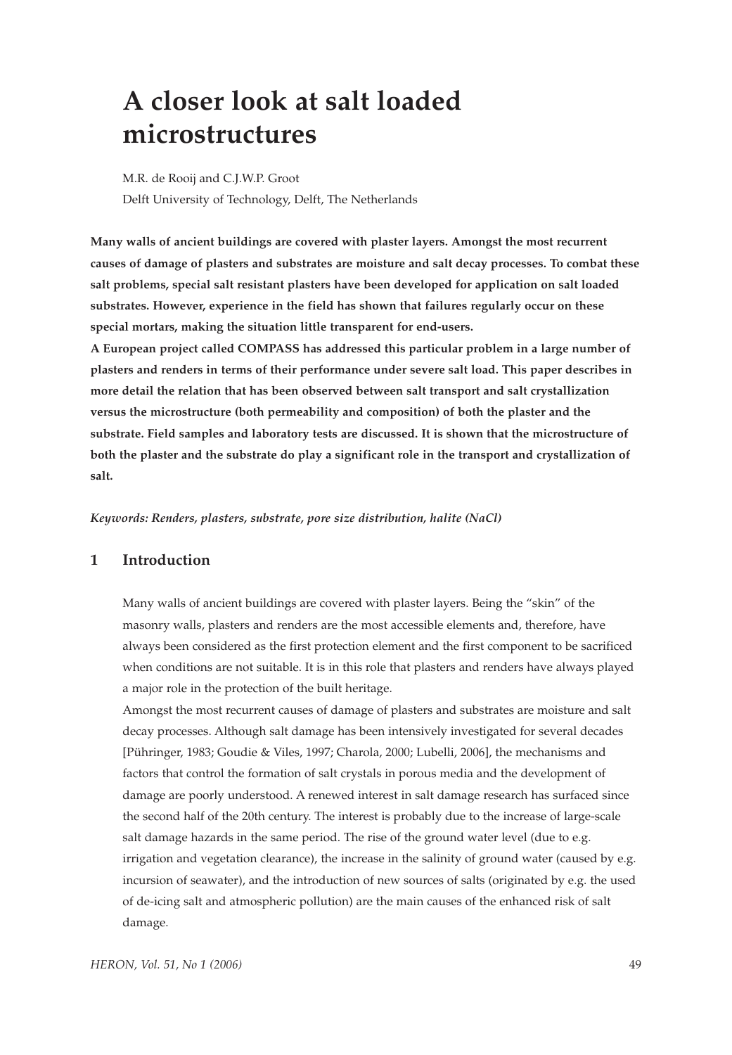# A closer look at salt loaded microstructures

M.R. de Rooij and C.J.W.P. Groot

Delft University of Technology, Delft, The Netherlands

**Many walls of ancient buildings are covered with plaster layers. Amongst the most recurrent causes of damage of plasters and substrates are moisture and salt decay processes. To combat these salt problems, special salt resistant plasters have been developed for application on salt loaded substrates. However, experience in the field has shown that failures regularly occur on these special mortars, making the situation little transparent for end-users.**
**A European project called COMPASS has addressed this particular problem in a large number of plasters and renders in terms of their performance under severe salt load. This paper describes in more detail the relation that has been observed between salt transport and salt crystallization versus the microstructure (both permeability and composition) of both the plaster and the substrate. Field samples and laboratory tests are discussed. It is shown that the microstructure of both the plaster and the substrate do play a significant role in the transport and crystallization of salt.**

***Keywords: Renders, plasters, substrate, pore size distribution, halite (NaCl)***

## 1 Introduction

Many walls of ancient buildings are covered with plaster layers. Being the "skin" of the masonry walls, plasters and renders are the most accessible elements and, therefore, have always been considered as the first protection element and the first component to be sacrificed when conditions are not suitable. It is in this role that plasters and renders have always played a major role in the protection of the built heritage.
Amongst the most recurrent causes of damage of plasters and substrates are moisture and salt decay processes. Although salt damage has been intensively investigated for several decades [Pühringer, 1983; Goudie & Viles, 1997; Charola, 2000; Lubelli, 2006], the mechanisms and factors that control the formation of salt crystals in porous media and the development of damage are poorly understood. A renewed interest in salt damage research has surfaced since the second half of the 20th century. The interest is probably due to the increase of large-scale salt damage hazards in the same period. The rise of the ground water level (due to e.g. irrigation and vegetation clearance), the increase in the salinity of ground water (caused by e.g. incursion of seawater), and the introduction of new sources of salts (originated by e.g. the used of de-icing salt and atmospheric pollution) are the main causes of the enhanced risk of salt damage.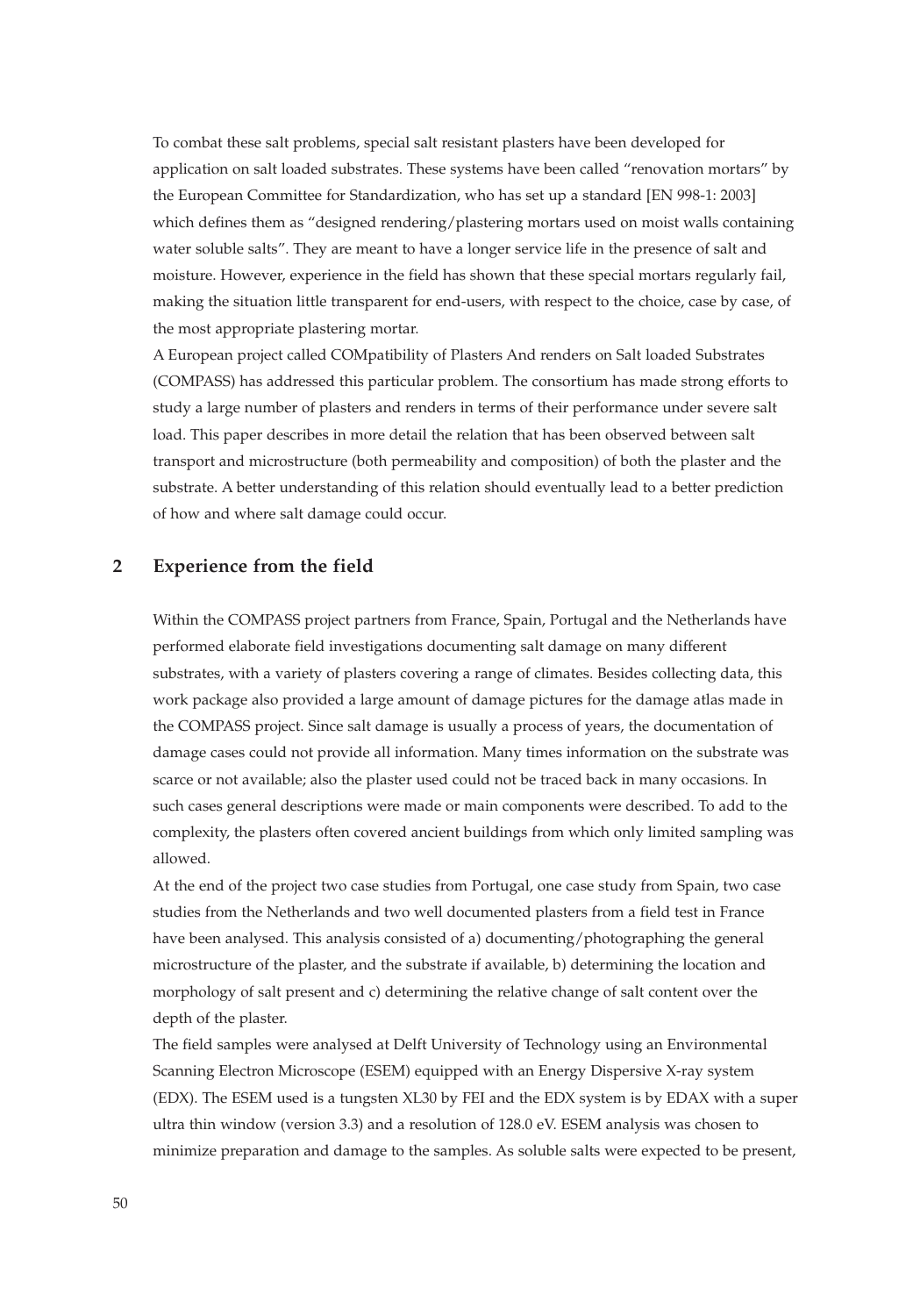To combat these salt problems, special salt resistant plasters have been developed for application on salt loaded substrates. These systems have been called "renovation mortars" by the European Committee for Standardization, who has set up a standard [EN 998-1: 2003] which defines them as "designed rendering/plastering mortars used on moist walls containing water soluble salts". They are meant to have a longer service life in the presence of salt and moisture. However, experience in the field has shown that these special mortars regularly fail, making the situation little transparent for end-users, with respect to the choice, case by case, of the most appropriate plastering mortar.

A European project called COMpatibility of Plasters And renders on Salt loaded Substrates (COMPASS) has addressed this particular problem. The consortium has made strong efforts to study a large number of plasters and renders in terms of their performance under severe salt load. This paper describes in more detail the relation that has been observed between salt transport and microstructure (both permeability and composition) of both the plaster and the substrate. A better understanding of this relation should eventually lead to a better prediction of how and where salt damage could occur.

## 2 Experience from the field

Within the COMPASS project partners from France, Spain, Portugal and the Netherlands have performed elaborate field investigations documenting salt damage on many different substrates, with a variety of plasters covering a range of climates. Besides collecting data, this work package also provided a large amount of damage pictures for the damage atlas made in the COMPASS project. Since salt damage is usually a process of years, the documentation of damage cases could not provide all information. Many times information on the substrate was scarce or not available; also the plaster used could not be traced back in many occasions. In such cases general descriptions were made or main components were described. To add to the complexity, the plasters often covered ancient buildings from which only limited sampling was allowed.

At the end of the project two case studies from Portugal, one case study from Spain, two case studies from the Netherlands and two well documented plasters from a field test in France have been analysed. This analysis consisted of a) documenting/photographing the general microstructure of the plaster, and the substrate if available, b) determining the location and morphology of salt present and c) determining the relative change of salt content over the depth of the plaster.

The field samples were analysed at Delft University of Technology using an Environmental Scanning Electron Microscope (ESEM) equipped with an Energy Dispersive X-ray system (EDX). The ESEM used is a tungsten XL30 by FEI and the EDX system is by EDAX with a super ultra thin window (version 3.3) and a resolution of 128.0 eV. ESEM analysis was chosen to minimize preparation and damage to the samples. As soluble salts were expected to be present,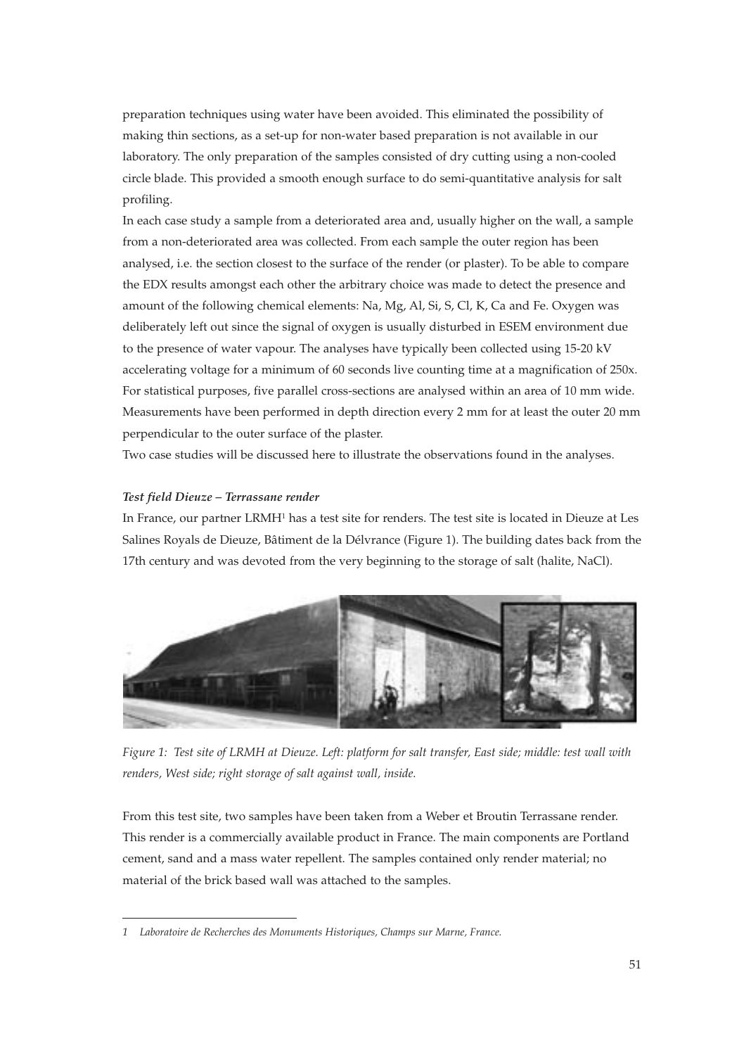preparation techniques using water have been avoided. This eliminated the possibility of making thin sections, as a set-up for non-water based preparation is not available in our laboratory. The only preparation of the samples consisted of dry cutting using a non-cooled circle blade. This provided a smooth enough surface to do semi-quantitative analysis for salt profiling.

In each case study a sample from a deteriorated area and, usually higher on the wall, a sample from a non-deteriorated area was collected. From each sample the outer region has been analysed, i.e. the section closest to the surface of the render (or plaster). To be able to compare the EDX results amongst each other the arbitrary choice was made to detect the presence and amount of the following chemical elements: Na, Mg, Al, Si, S, Cl, K, Ca and Fe. Oxygen was deliberately left out since the signal of oxygen is usually disturbed in ESEM environment due to the presence of water vapour. The analyses have typically been collected using 15-20 kV accelerating voltage for a minimum of 60 seconds live counting time at a magnification of 250x. For statistical purposes, five parallel cross-sections are analysed within an area of 10 mm wide. Measurements have been performed in depth direction every 2 mm for at least the outer 20 mm perpendicular to the outer surface of the plaster.

Two case studies will be discussed here to illustrate the observations found in the analyses.

***Test field Dieuze – Terrassane render***

In France, our partner LRMH[1] has a test site for renders. The test site is located in Dieuze at Les Salines Royals de Dieuze, Bâtiment de la Délvrance (Figure 1). The building dates back from the 17th century and was devoted from the very beginning to the storage of salt (halite, NaCl).

*Figure 1: Test site of LRMH at Dieuze. Left: platform for salt transfer, East side; middle: test wall with renders, West side; right storage of salt against wall, inside.*

From this test site, two samples have been taken from a Weber et Broutin Terrassane render. This render is a commercially available product in France. The main components are Portland cement, sand and a mass water repellent. The samples contained only render material; no material of the brick based wall was attached to the samples.

---

1 *Laboratoire de Recherches des Monuments Historiques, Champs sur Marne, France.*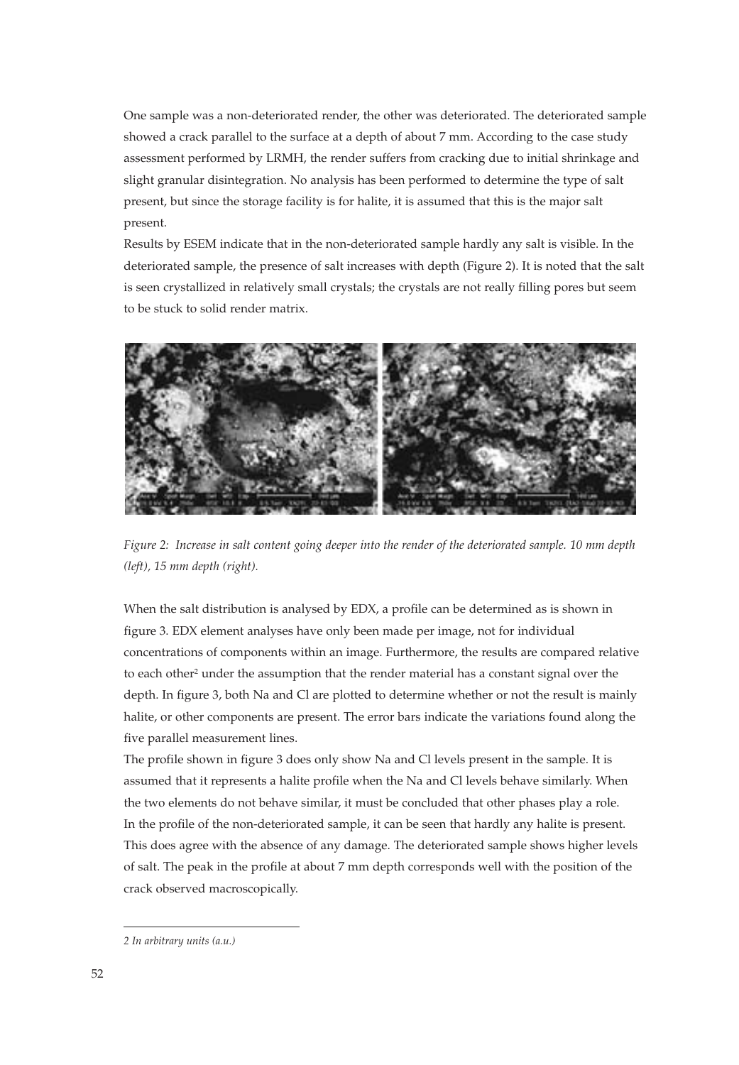One sample was a non-deteriorated render, the other was deteriorated. The deteriorated sample showed a crack parallel to the surface at a depth of about 7 mm. According to the case study assessment performed by LRMH, the render suffers from cracking due to initial shrinkage and slight granular disintegration. No analysis has been performed to determine the type of salt present, but since the storage facility is for halite, it is assumed that this is the major salt present.

Results by ESEM indicate that in the non-deteriorated sample hardly any salt is visible. In the deteriorated sample, the presence of salt increases with depth (Figure 2). It is noted that the salt is seen crystallized in relatively small crystals; the crystals are not really filling pores but seem to be stuck to solid render matrix.

*Figure 2: Increase in salt content going deeper into the render of the deteriorated sample. 10 mm depth (left), 15 mm depth (right).*

When the salt distribution is analysed by EDX, a profile can be determined as is shown in figure 3. EDX element analyses have only been made per image, not for individual concentrations of components within an image. Furthermore, the results are compared relative to each other[2] under the assumption that the render material has a constant signal over the depth. In figure 3, both Na and Cl are plotted to determine whether or not the result is mainly halite, or other components are present. The error bars indicate the variations found along the five parallel measurement lines.

The profile shown in figure 3 does only show Na and Cl levels present in the sample. It is assumed that it represents a halite profile when the Na and Cl levels behave similarly. When the two elements do not behave similar, it must be concluded that other phases play a role.

In the profile of the non-deteriorated sample, it can be seen that hardly any halite is present. This does agree with the absence of any damage. The deteriorated sample shows higher levels of salt. The peak in the profile at about 7 mm depth corresponds well with the position of the crack observed macroscopically.

---

*2 In arbitrary units (a.u.)*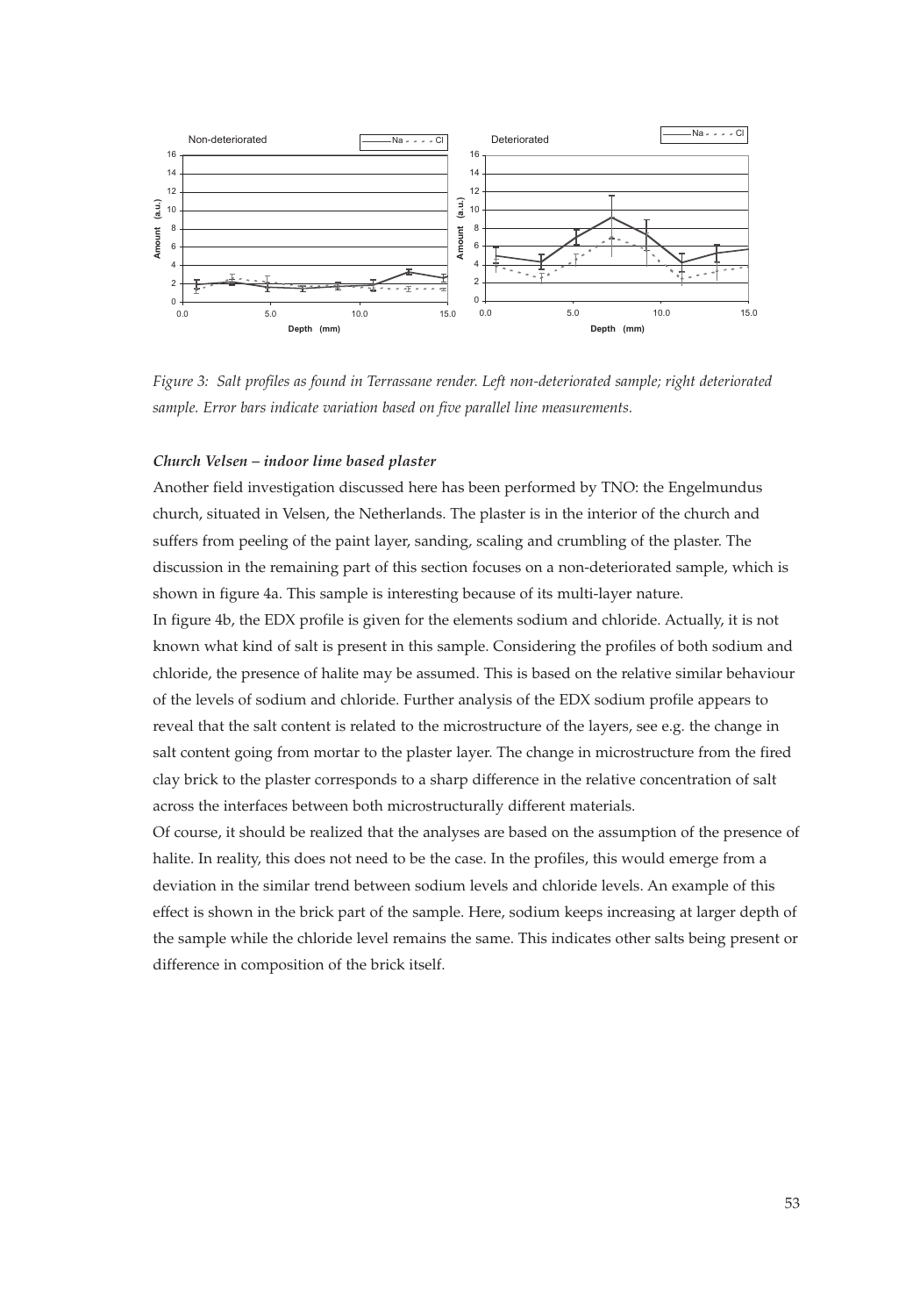*Figure 3: Salt profiles as found in Terrassane render. Left non-deteriorated sample; right deteriorated sample. Error bars indicate variation based on five parallel line measurements.*

### *Church Velsen – indoor lime based plaster*

Another field investigation discussed here has been performed by TNO: the Engelmundus church, situated in Velsen, the Netherlands. The plaster is in the interior of the church and suffers from peeling of the paint layer, sanding, scaling and crumbling of the plaster. The discussion in the remaining part of this section focuses on a non-deteriorated sample, which is shown in figure 4a. This sample is interesting because of its multi-layer nature.

In figure 4b, the EDX profile is given for the elements sodium and chloride. Actually, it is not known what kind of salt is present in this sample. Considering the profiles of both sodium and chloride, the presence of halite may be assumed. This is based on the relative similar behaviour of the levels of sodium and chloride. Further analysis of the EDX sodium profile appears to reveal that the salt content is related to the microstructure of the layers, see e.g. the change in salt content going from mortar to the plaster layer. The change in microstructure from the fired clay brick to the plaster corresponds to a sharp difference in the relative concentration of salt across the interfaces between both microstructurally different materials.

Of course, it should be realized that the analyses are based on the assumption of the presence of halite. In reality, this does not need to be the case. In the profiles, this would emerge from a deviation in the similar trend between sodium levels and chloride levels. An example of this effect is shown in the brick part of the sample. Here, sodium keeps increasing at larger depth of the sample while the chloride level remains the same. This indicates other salts being present or difference in composition of the brick itself.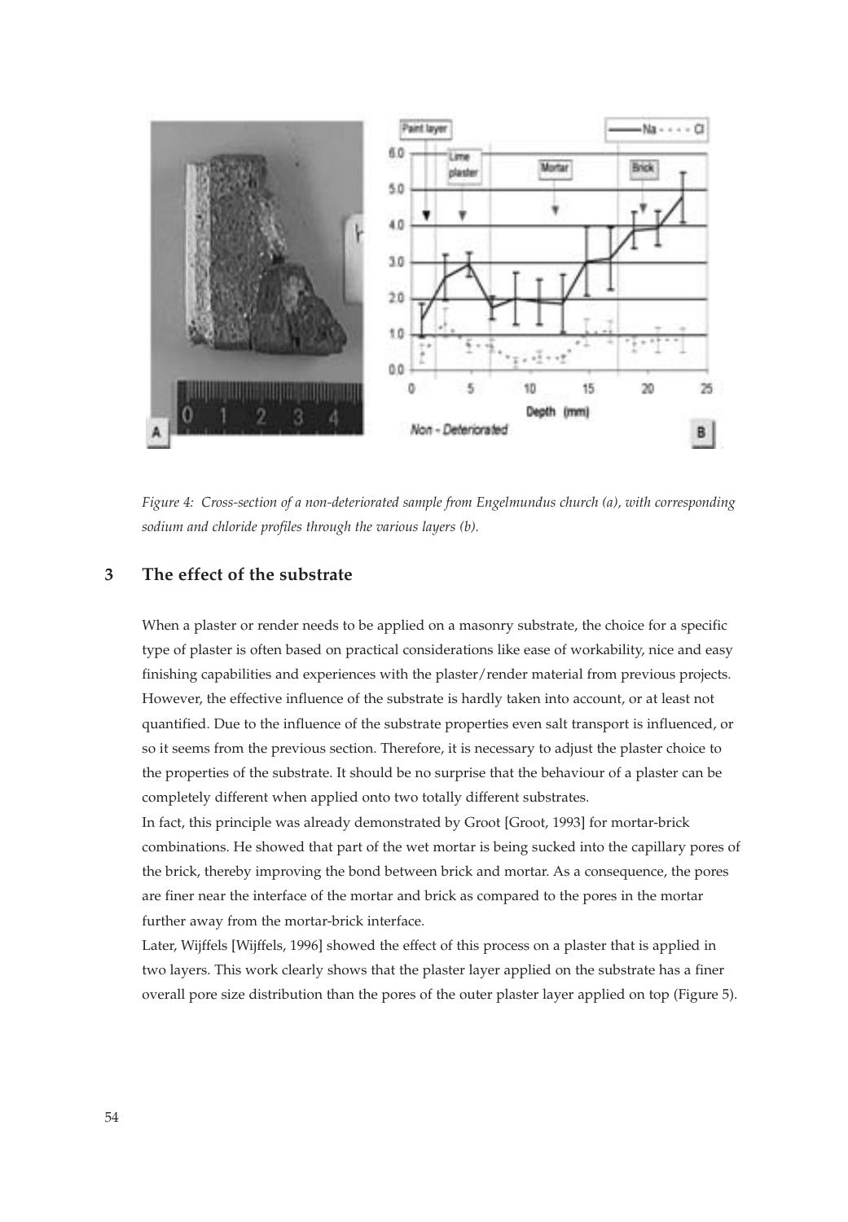*Figure 4: Cross-section of a non-deteriorated sample from Engelmundus church (a), with corresponding sodium and chloride profiles through the various layers (b).*

## 3 The effect of the substrate

When a plaster or render needs to be applied on a masonry substrate, the choice for a specific type of plaster is often based on practical considerations like ease of workability, nice and easy finishing capabilities and experiences with the plaster/render material from previous projects. However, the effective influence of the substrate is hardly taken into account, or at least not quantified. Due to the influence of the substrate properties even salt transport is influenced, or so it seems from the previous section. Therefore, it is necessary to adjust the plaster choice to the properties of the substrate. It should be no surprise that the behaviour of a plaster can be completely different when applied onto two totally different substrates.

In fact, this principle was already demonstrated by Groot [Groot, 1993] for mortar-brick combinations. He showed that part of the wet mortar is being sucked into the capillary pores of the brick, thereby improving the bond between brick and mortar. As a consequence, the pores are finer near the interface of the mortar and brick as compared to the pores in the mortar further away from the mortar-brick interface.

Later, Wijffels [Wijffels, 1996] showed the effect of this process on a plaster that is applied in two layers. This work clearly shows that the plaster layer applied on the substrate has a finer overall pore size distribution than the pores of the outer plaster layer applied on top (Figure 5).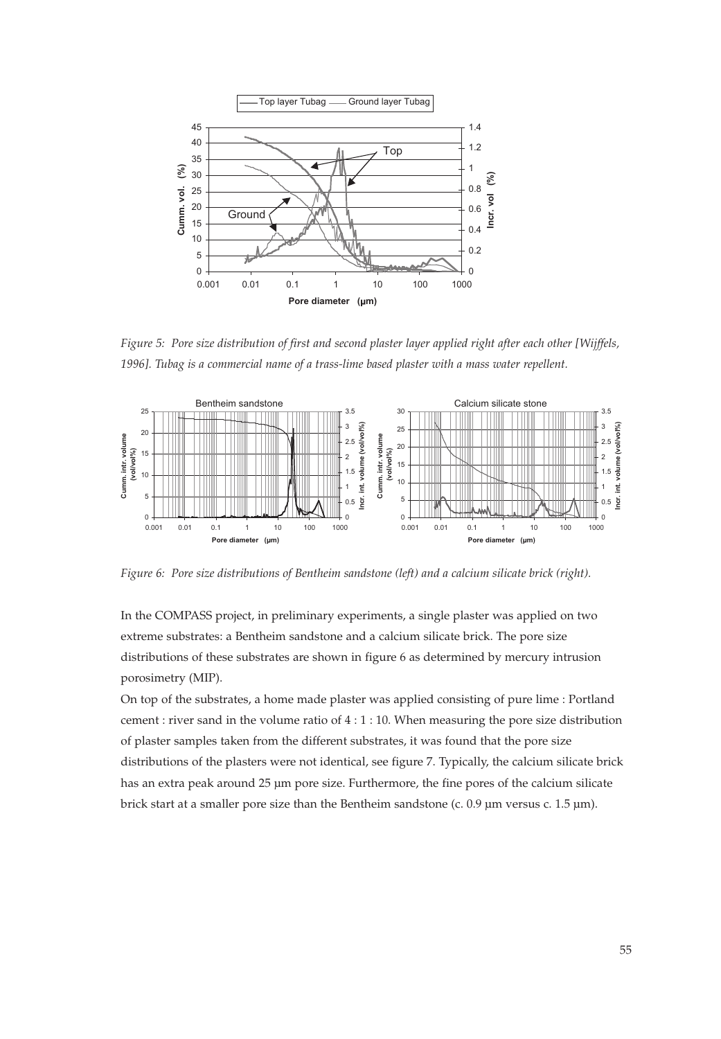*Figure 5: Pore size distribution of first and second plaster layer applied right after each other [Wijffels, 1996]. Tubag is a commercial name of a trass-lime based plaster with a mass water repellent.*

*Figure 6: Pore size distributions of Bentheim sandstone (left) and a calcium silicate brick (right).*

In the COMPASS project, in preliminary experiments, a single plaster was applied on two extreme substrates: a Bentheim sandstone and a calcium silicate brick. The pore size distributions of these substrates are shown in figure 6 as determined by mercury intrusion porosimetry (MIP).

On top of the substrates, a home made plaster was applied consisting of pure lime : Portland cement : river sand in the volume ratio of 4 : 1 : 10. When measuring the pore size distribution of plaster samples taken from the different substrates, it was found that the pore size distributions of the plasters were not identical, see figure 7. Typically, the calcium silicate brick has an extra peak around 25 µm pore size. Furthermore, the fine pores of the calcium silicate brick start at a smaller pore size than the Bentheim sandstone (c. 0.9 µm versus c. 1.5 µm).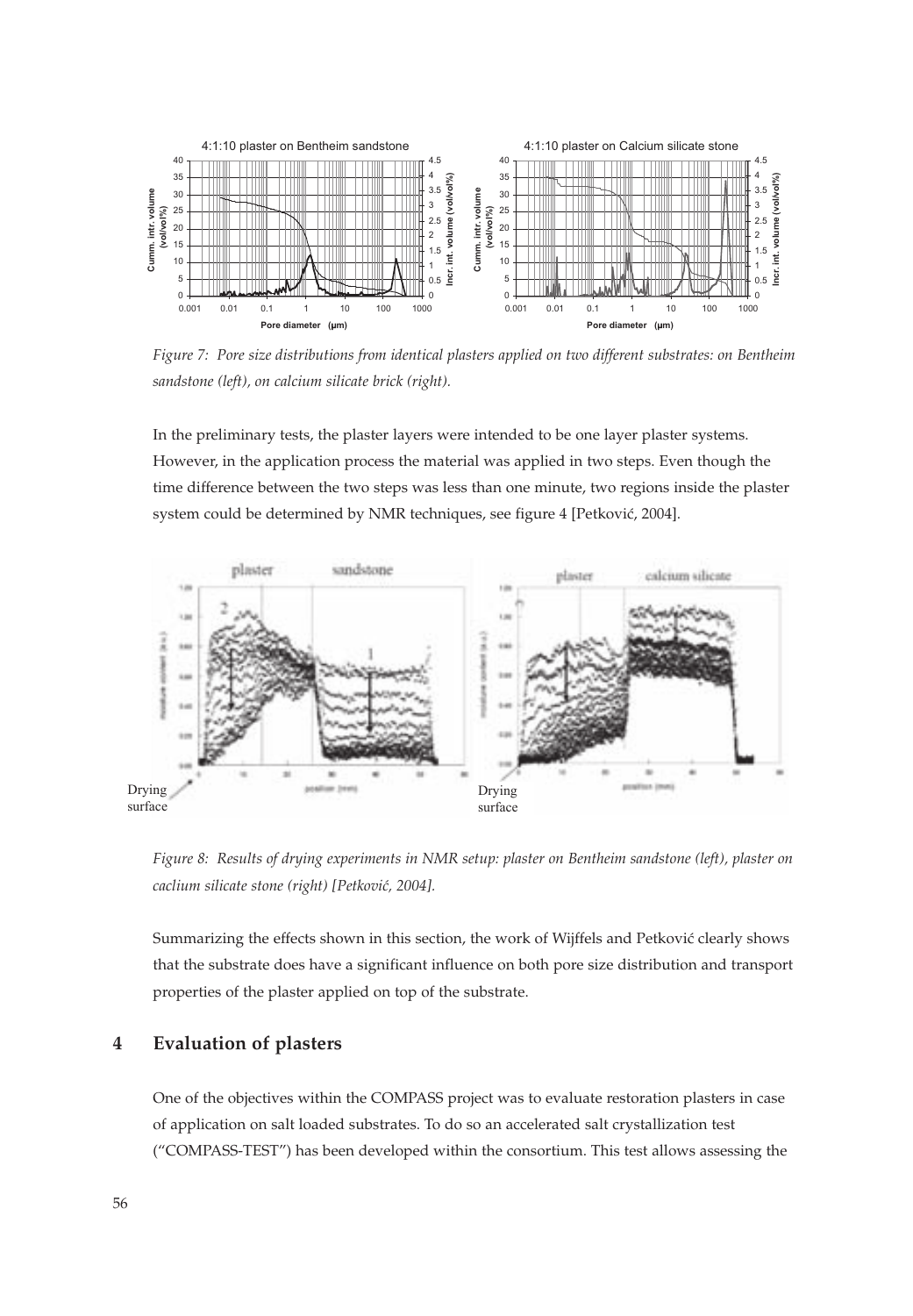*Figure 7: Pore size distributions from identical plasters applied on two different substrates: on Bentheim sandstone (left), on calcium silicate brick (right).*

In the preliminary tests, the plaster layers were intended to be one layer plaster systems. However, in the application process the material was applied in two steps. Even though the time difference between the two steps was less than one minute, two regions inside the plaster system could be determined by NMR techniques, see figure 4 [Petković, 2004].

*Figure 8: Results of drying experiments in NMR setup: plaster on Bentheim sandstone (left), plaster on caclium silicate stone (right) [Petković, 2004].*

Summarizing the effects shown in this section, the work of Wijffels and Petković clearly shows that the substrate does have a significant influence on both pore size distribution and transport properties of the plaster applied on top of the substrate.

## 4 Evaluation of plasters

One of the objectives within the COMPASS project was to evaluate restoration plasters in case of application on salt loaded substrates. To do so an accelerated salt crystallization test ("COMPASS-TEST") has been developed within the consortium. This test allows assessing the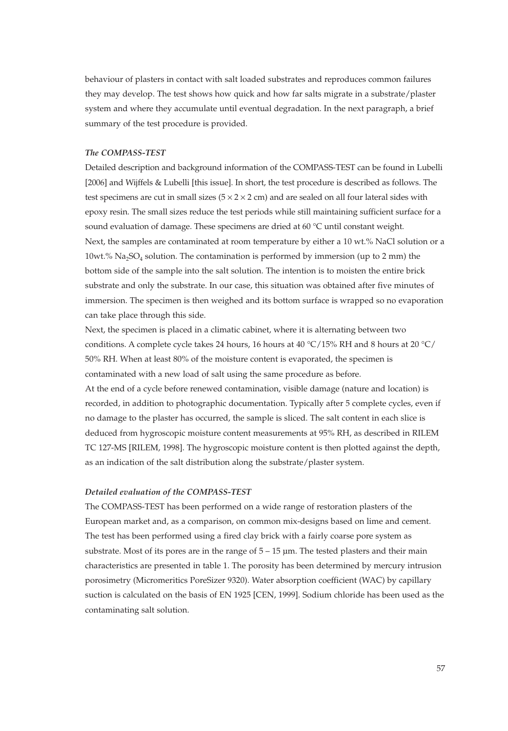behaviour of plasters in contact with salt loaded substrates and reproduces common failures they may develop. The test shows how quick and how far salts migrate in a substrate/plaster system and where they accumulate until eventual degradation. In the next paragraph, a brief summary of the test procedure is provided.

### *The COMPASS-TEST*

Detailed description and background information of the COMPASS-TEST can be found in Lubelli [2006] and Wijffels & Lubelli [this issue]. In short, the test procedure is described as follows. The test specimens are cut in small sizes ($5 \times 2 \times 2$ cm) and are sealed on all four lateral sides with epoxy resin. The small sizes reduce the test periods while still maintaining sufficient surface for a sound evaluation of damage. These specimens are dried at 60 °C until constant weight.

Next, the samples are contaminated at room temperature by either a 10 wt.% NaCl solution or a 10wt.% $Na_2SO_4$ solution. The contamination is performed by immersion (up to 2 mm) the bottom side of the sample into the salt solution. The intention is to moisten the entire brick substrate and only the substrate. In our case, this situation was obtained after five minutes of immersion. The specimen is then weighed and its bottom surface is wrapped so no evaporation can take place through this side.

Next, the specimen is placed in a climatic cabinet, where it is alternating between two conditions. A complete cycle takes 24 hours, 16 hours at 40 °C/15% RH and 8 hours at 20 °C/ 50% RH. When at least 80% of the moisture content is evaporated, the specimen is contaminated with a new load of salt using the same procedure as before.

At the end of a cycle before renewed contamination, visible damage (nature and location) is recorded, in addition to photographic documentation. Typically after 5 complete cycles, even if no damage to the plaster has occurred, the sample is sliced. The salt content in each slice is deduced from hygroscopic moisture content measurements at 95% RH, as described in RILEM TC 127-MS [RILEM, 1998]. The hygroscopic moisture content is then plotted against the depth, as an indication of the salt distribution along the substrate/plaster system.

### *Detailed evaluation of the COMPASS-TEST*

The COMPASS-TEST has been performed on a wide range of restoration plasters of the European market and, as a comparison, on common mix-designs based on lime and cement. The test has been performed using a fired clay brick with a fairly coarse pore system as substrate. Most of its pores are in the range of 5 – 15 µm. The tested plasters and their main characteristics are presented in table 1. The porosity has been determined by mercury intrusion porosimetry (Micromeritics PoreSizer 9320). Water absorption coefficient (WAC) by capillary suction is calculated on the basis of EN 1925 [CEN, 1999]. Sodium chloride has been used as the contaminating salt solution.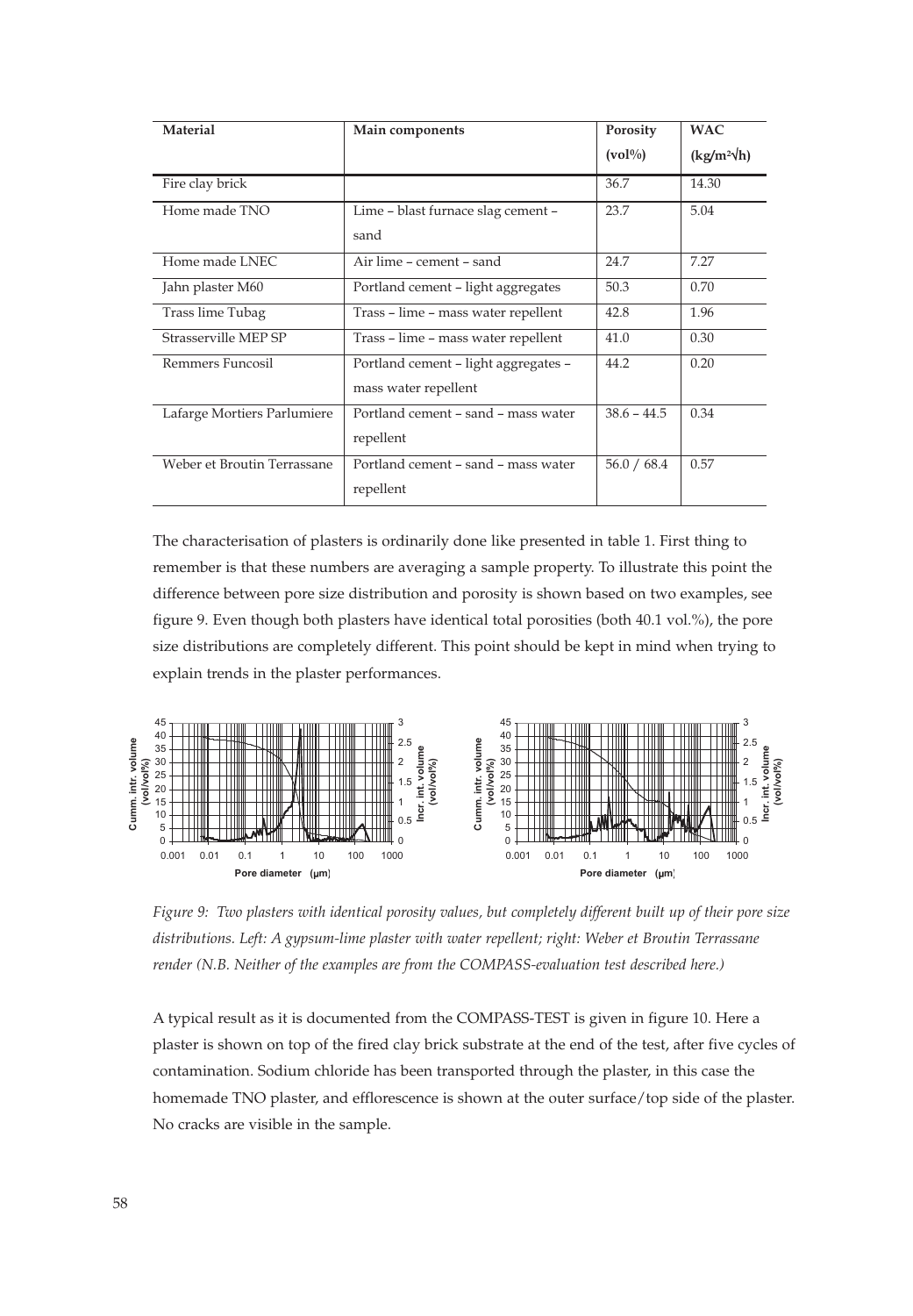| Material | Main components | Porosity (vol%) | WAC (kg/m²√h) |
|---|---|---|---|
| Fire clay brick | | 36.7 | 14.30 |
| Home made TNO | Lime – blast furnace slag cement – sand | 23.7 | 5.04 |
| Home made LNEC | Air lime – cement – sand | 24.7 | 7.27 |
| Jahn plaster M60 | Portland cement – light aggregates | 50.3 | 0.70 |
| Trass lime Tubag | Trass – lime – mass water repellent | 42.8 | 1.96 |
| Strasserville MEP SP | Trass – lime – mass water repellent | 41.0 | 0.30 |
| Remmers Funcosil | Portland cement – light aggregates – mass water repellent | 44.2 | 0.20 |
| Lafarge Mortiers Parlumiere | Portland cement – sand – mass water repellent | 38.6 – 44.5 | 0.34 |
| Weber et Broutin Terrassane | Portland cement – sand – mass water repellent | 56.0 / 68.4 | 0.57 |

The characterisation of plasters is ordinarily done like presented in table 1. First thing to remember is that these numbers are averaging a sample property. To illustrate this point the difference between pore size distribution and porosity is shown based on two examples, see figure 9. Even though both plasters have identical total porosities (both 40.1 vol.%), the pore size distributions are completely different. This point should be kept in mind when trying to explain trends in the plaster performances.

*Figure 9: Two plasters with identical porosity values, but completely different built up of their pore size distributions. Left: A gypsum-lime plaster with water repellent; right: Weber et Broutin Terrassane render (N.B. Neither of the examples are from the COMPASS-evaluation test described here.)*

A typical result as it is documented from the COMPASS-TEST is given in figure 10. Here a plaster is shown on top of the fired clay brick substrate at the end of the test, after five cycles of contamination. Sodium chloride has been transported through the plaster, in this case the homemade TNO plaster, and efflorescence is shown at the outer surface/top side of the plaster. No cracks are visible in the sample.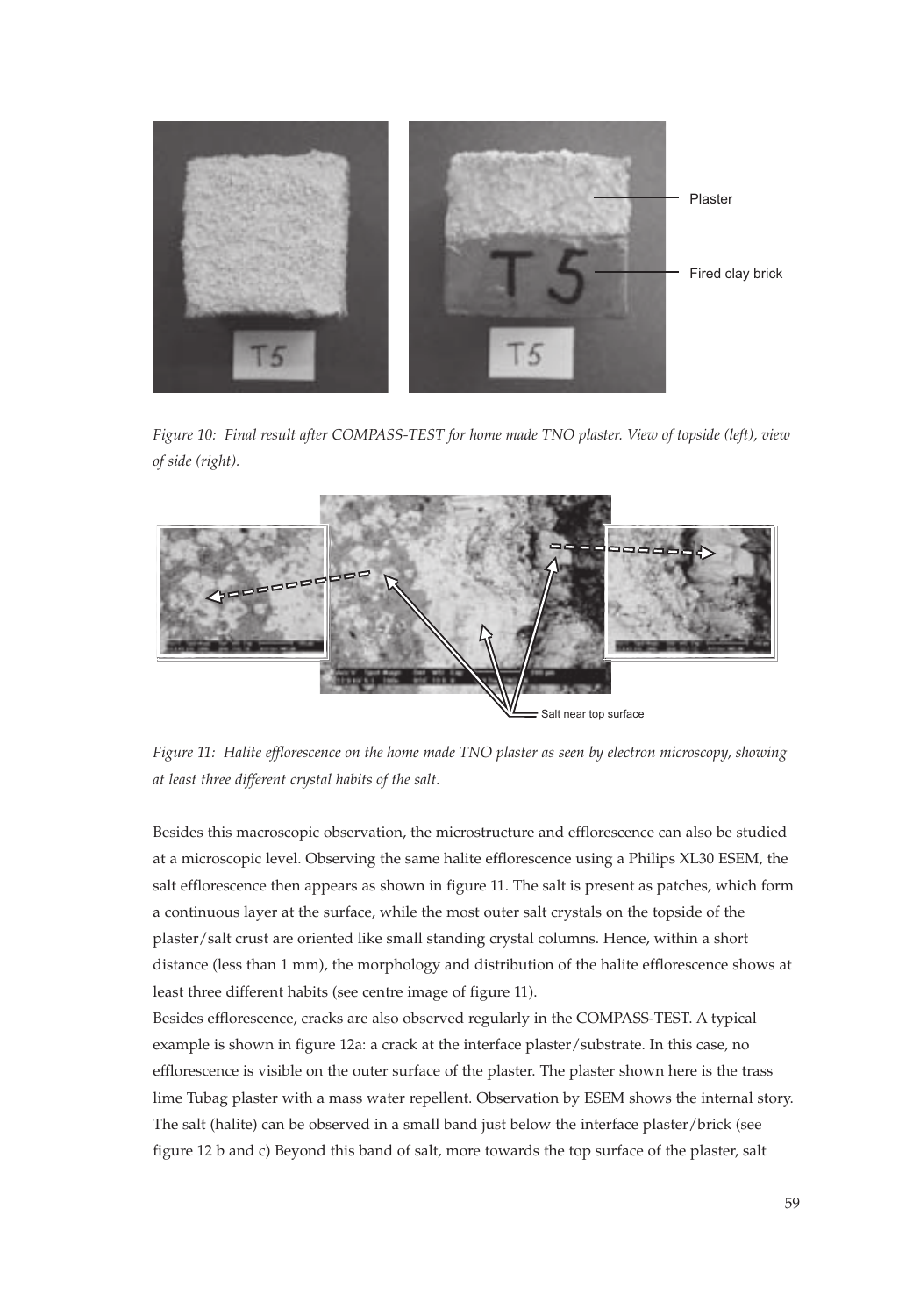*Figure 10: Final result after COMPASS-TEST for home made TNO plaster. View of topside (left), view of side (right).*

*Figure 11: Halite efflorescence on the home made TNO plaster as seen by electron microscopy, showing at least three different crystal habits of the salt.*

Besides this macroscopic observation, the microstructure and efflorescence can also be studied at a microscopic level. Observing the same halite efflorescence using a Philips XL30 ESEM, the salt efflorescence then appears as shown in figure 11. The salt is present as patches, which form a continuous layer at the surface, while the most outer salt crystals on the topside of the plaster/salt crust are oriented like small standing crystal columns. Hence, within a short distance (less than 1 mm), the morphology and distribution of the halite efflorescence shows at least three different habits (see centre image of figure 11).

Besides efflorescence, cracks are also observed regularly in the COMPASS-TEST. A typical example is shown in figure 12a: a crack at the interface plaster/substrate. In this case, no efflorescence is visible on the outer surface of the plaster. The plaster shown here is the trass lime Tubag plaster with a mass water repellent. Observation by ESEM shows the internal story. The salt (halite) can be observed in a small band just below the interface plaster/brick (see figure 12 b and c) Beyond this band of salt, more towards the top surface of the plaster, salt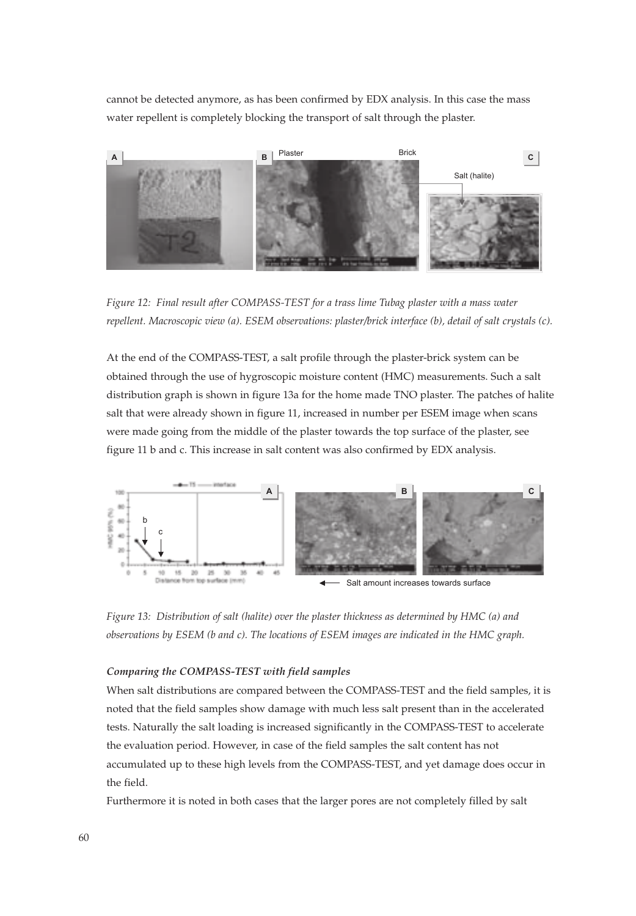cannot be detected anymore, as has been confirmed by EDX analysis. In this case the mass water repellent is completely blocking the transport of salt through the plaster.

*Figure 12: Final result after COMPASS-TEST for a trass lime Tubag plaster with a mass water repellent. Macroscopic view (a). ESEM observations: plaster/brick interface (b), detail of salt crystals (c).*

At the end of the COMPASS-TEST, a salt profile through the plaster-brick system can be obtained through the use of hygroscopic moisture content (HMC) measurements. Such a salt distribution graph is shown in figure 13a for the home made TNO plaster. The patches of halite salt that were already shown in figure 11, increased in number per ESEM image when scans were made going from the middle of the plaster towards the top surface of the plaster, see figure 11 b and c. This increase in salt content was also confirmed by EDX analysis.

*Figure 13: Distribution of salt (halite) over the plaster thickness as determined by HMC (a) and observations by ESEM (b and c). The locations of ESEM images are indicated in the HMC graph.*

***Comparing the COMPASS-TEST with field samples***

When salt distributions are compared between the COMPASS-TEST and the field samples, it is noted that the field samples show damage with much less salt present than in the accelerated tests. Naturally the salt loading is increased significantly in the COMPASS-TEST to accelerate the evaluation period. However, in case of the field samples the salt content has not accumulated up to these high levels from the COMPASS-TEST, and yet damage does occur in the field.

Furthermore it is noted in both cases that the larger pores are not completely filled by salt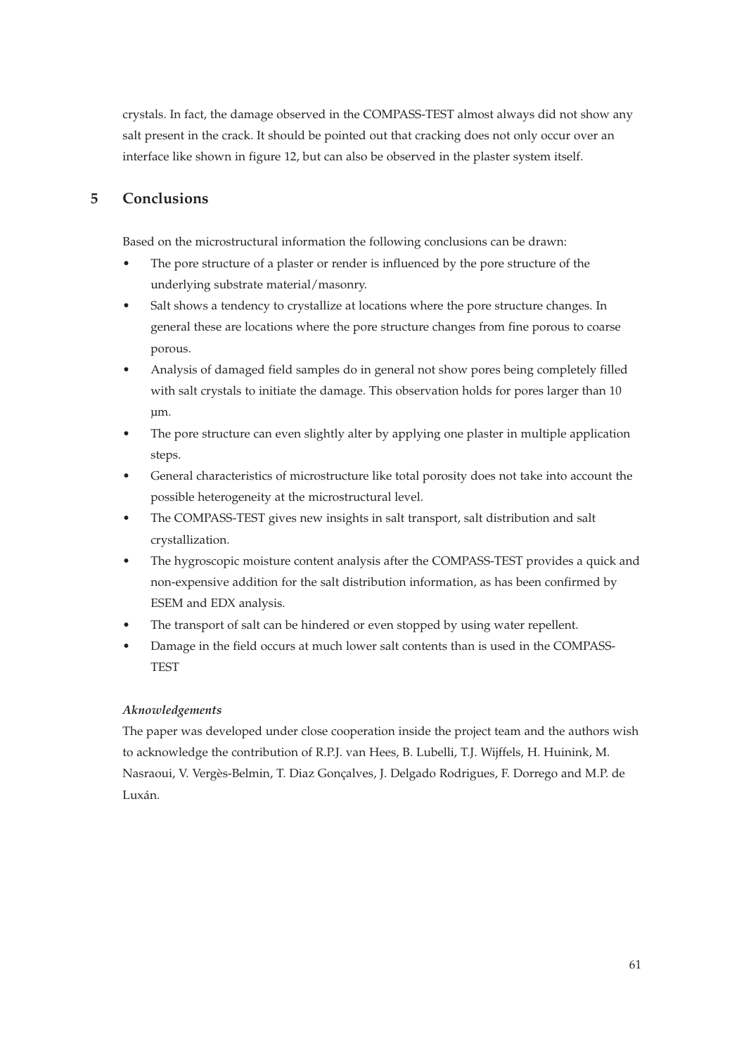crystals. In fact, the damage observed in the COMPASS-TEST almost always did not show any salt present in the crack. It should be pointed out that cracking does not only occur over an interface like shown in figure 12, but can also be observed in the plaster system itself.

## 5 Conclusions

Based on the microstructural information the following conclusions can be drawn:

- The pore structure of a plaster or render is influenced by the pore structure of the underlying substrate material/masonry.
- Salt shows a tendency to crystallize at locations where the pore structure changes. In general these are locations where the pore structure changes from fine porous to coarse porous.
- Analysis of damaged field samples do in general not show pores being completely filled with salt crystals to initiate the damage. This observation holds for pores larger than 10 µm.
- The pore structure can even slightly alter by applying one plaster in multiple application steps.
- General characteristics of microstructure like total porosity does not take into account the possible heterogeneity at the microstructural level.
- The COMPASS-TEST gives new insights in salt transport, salt distribution and salt crystallization.
- The hygroscopic moisture content analysis after the COMPASS-TEST provides a quick and non-expensive addition for the salt distribution information, as has been confirmed by ESEM and EDX analysis.
- The transport of salt can be hindered or even stopped by using water repellent.
- Damage in the field occurs at much lower salt contents than is used in the COMPASS-TEST

***Aknowledgements***

The paper was developed under close cooperation inside the project team and the authors wish to acknowledge the contribution of R.P.J. van Hees, B. Lubelli, T.J. Wijffels, H. Huinink, M. Nasraoui, V. Vergès-Belmin, T. Diaz Gonçalves, J. Delgado Rodrigues, F. Dorrego and M.P. de Luxán.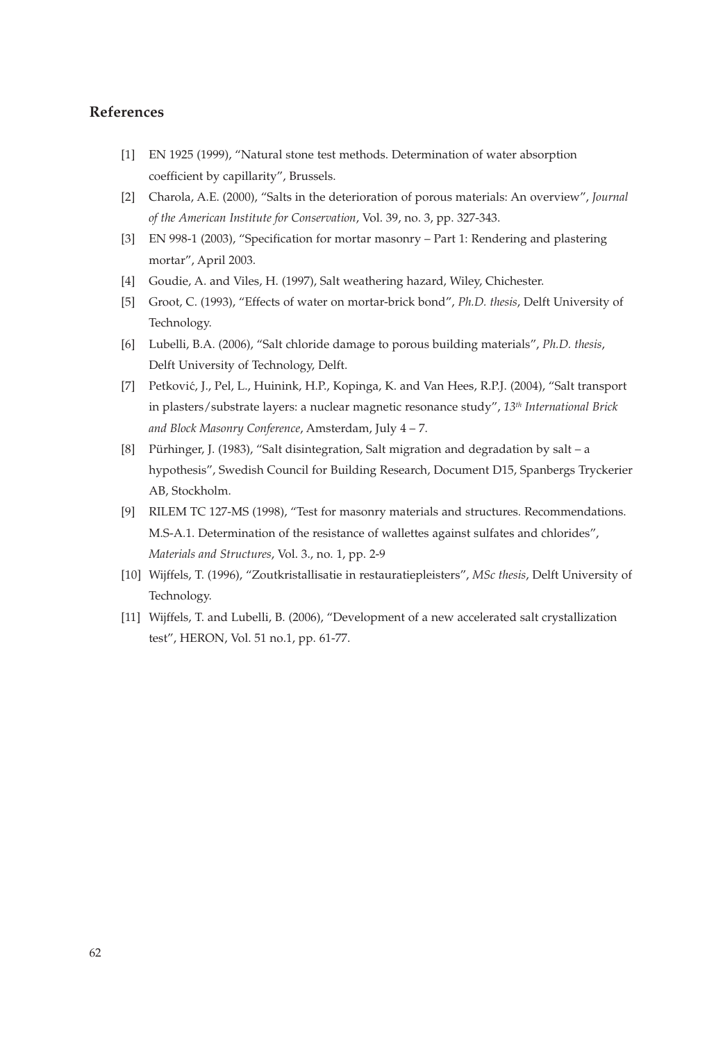## References

[1] EN 1925 (1999), "Natural stone test methods. Determination of water absorption coefficient by capillarity", Brussels.

[2] Charola, A.E. (2000), "Salts in the deterioration of porous materials: An overview", *Journal of the American Institute for Conservation*, Vol. 39, no. 3, pp. 327-343.

[3] EN 998-1 (2003), "Specification for mortar masonry – Part 1: Rendering and plastering mortar", April 2003.

[4] Goudie, A. and Viles, H. (1997), Salt weathering hazard, Wiley, Chichester.

[5] Groot, C. (1993), "Effects of water on mortar-brick bond", *Ph.D. thesis*, Delft University of Technology.

[6] Lubelli, B.A. (2006), "Salt chloride damage to porous building materials", *Ph.D. thesis*, Delft University of Technology, Delft.

[7] Petković, J., Pel, L., Huinink, H.P., Kopinga, K. and Van Hees, R.P.J. (2004), "Salt transport in plasters/substrate layers: a nuclear magnetic resonance study", *13th International Brick and Block Masonry Conference*, Amsterdam, July 4 – 7.

[8] Pürhinger, J. (1983), "Salt disintegration, Salt migration and degradation by salt – a hypothesis", Swedish Council for Building Research, Document D15, Spanbergs Tryckerier AB, Stockholm.

[9] RILEM TC 127-MS (1998), "Test for masonry materials and structures. Recommendations. M.S-A.1. Determination of the resistance of wallettes against sulfates and chlorides", *Materials and Structures*, Vol. 3., no. 1, pp. 2-9

[10] Wijffels, T. (1996), "Zoutkristallisatie in restauratiepleisters", *MSc thesis*, Delft University of Technology.

[11] Wijffels, T. and Lubelli, B. (2006), "Development of a new accelerated salt crystallization test", HERON, Vol. 51 no.1, pp. 61-77.